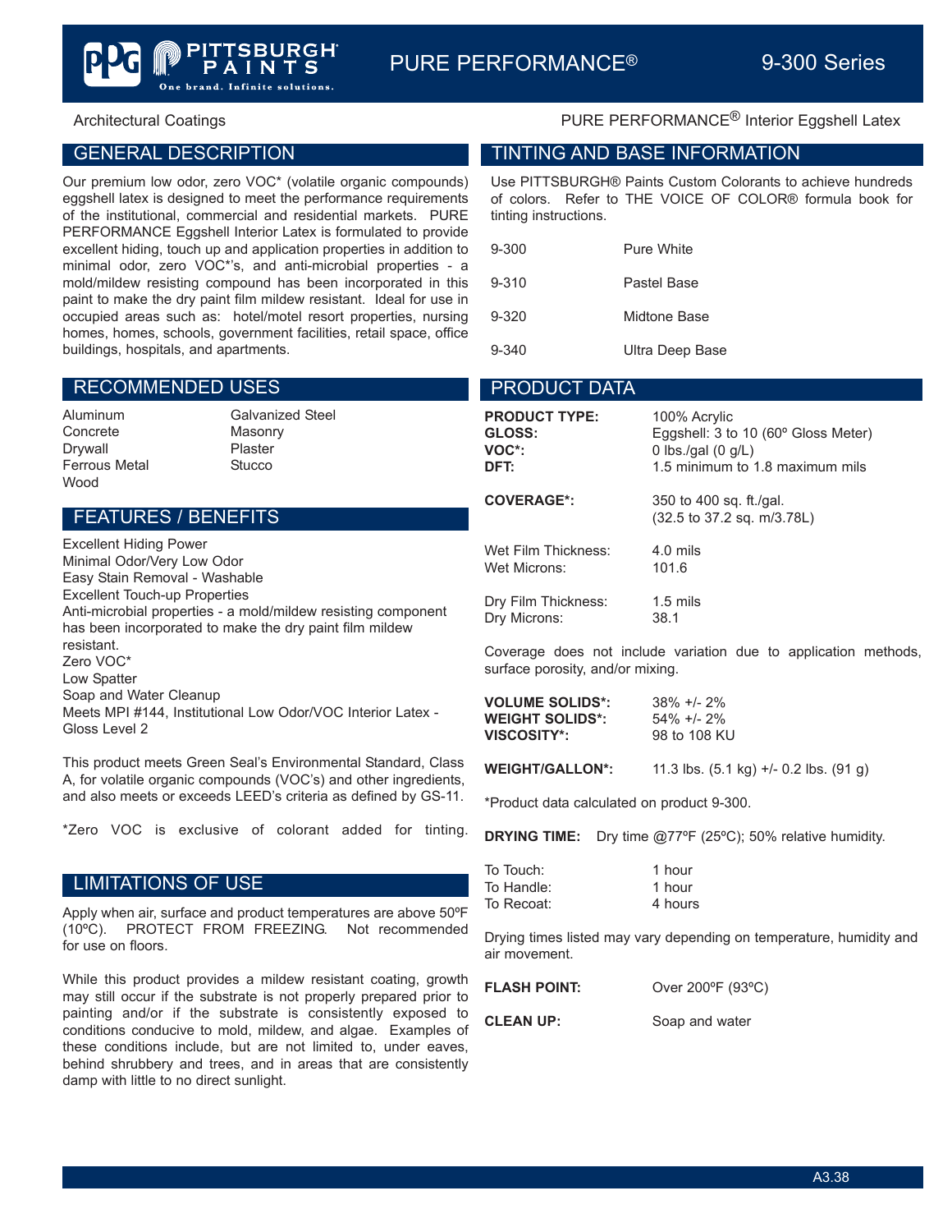# PURE PERFORMANCE® 9-300 Series

Architectural Coatings

PURE PERFORMANCE® Interior Eggshell Latex

## GENERAL DESCRIPTION

Our premium low odor, zero VOC* (volatile organic compounds) eggshell latex is designed to meet the performance requirements of the institutional, commercial and residential markets. PURE PERFORMANCE Eggshell Interior Latex is formulated to provide excellent hiding, touch up and application properties in addition to minimal odor, zero VOC*'s, and anti-microbial properties - a mold/mildew resisting compound has been incorporated in this paint to make the dry paint film mildew resistant. Ideal for use in occupied areas such as: hotel/motel resort properties, nursing homes, homes, schools, government facilities, retail space, office buildings, hospitals, and apartments.

## RECOMMENDED USES

| | |
|---|---|
| Aluminum | Galvanized Steel |
| Concrete | Masonry |
| Drywall | Plaster |
| Ferrous Metal | Stucco |
| Wood | |

## FEATURES / BENEFITS

Excellent Hiding Power
Minimal Odor/Very Low Odor
Easy Stain Removal - Washable
Excellent Touch-up Properties
Anti-microbial properties - a mold/mildew resisting component has been incorporated to make the dry paint film mildew resistant.
Zero VOC*
Low Spatter
Soap and Water Cleanup
Meets MPI #144, Institutional Low Odor/VOC Interior Latex - Gloss Level 2

This product meets Green Seal's Environmental Standard, Class A, for volatile organic compounds (VOC's) and other ingredients, and also meets or exceeds LEED's criteria as defined by GS-11.

*Zero VOC is exclusive of colorant added for tinting.

## LIMITATIONS OF USE

Apply when air, surface and product temperatures are above 50ºF (10ºC). PROTECT FROM FREEZING. Not recommended for use on floors.

While this product provides a mildew resistant coating, growth may still occur if the substrate is not properly prepared prior to painting and/or if the substrate is consistently exposed to conditions conducive to mold, mildew, and algae. Examples of these conditions include, but are not limited to, under eaves, behind shrubbery and trees, and in areas that are consistently damp with little to no direct sunlight.

## TINTING AND BASE INFORMATION

Use PITTSBURGH® Paints Custom Colorants to achieve hundreds of colors. Refer to THE VOICE OF COLOR® formula book for tinting instructions.

| | |
|---|---|
| 9-300 | Pure White |
| 9-310 | Pastel Base |
| 9-320 | Midtone Base |
| 9-340 | Ultra Deep Base |

## PRODUCT DATA

**PRODUCT TYPE:** 100% Acrylic
**GLOSS:** Eggshell: 3 to 10 (60º Gloss Meter)
**VOC*:** 0 lbs./gal (0 g/L)
**DFT:** 1.5 minimum to 1.8 maximum mils

**COVERAGE*:** 350 to 400 sq. ft./gal. (32.5 to 37.2 sq. m/3.78L)

Wet Film Thickness: 4.0 mils
Wet Microns: 101.6

Dry Film Thickness: 1.5 mils
Dry Microns: 38.1

Coverage does not include variation due to application methods, surface porosity, and/or mixing.

**VOLUME SOLIDS*:** 38% +/- 2%
**WEIGHT SOLIDS*:** 54% +/- 2%
**VISCOSITY*:** 98 to 108 KU

**WEIGHT/GALLON*:** 11.3 lbs. (5.1 kg) +/- 0.2 lbs. (91 g)

*Product data calculated on product 9-300.

**DRYING TIME:** Dry time @77ºF (25ºC); 50% relative humidity.

To Touch: 1 hour
To Handle: 1 hour
To Recoat: 4 hours

Drying times listed may vary depending on temperature, humidity and air movement.

**FLASH POINT:** Over 200ºF (93ºC)

**CLEAN UP:** Soap and water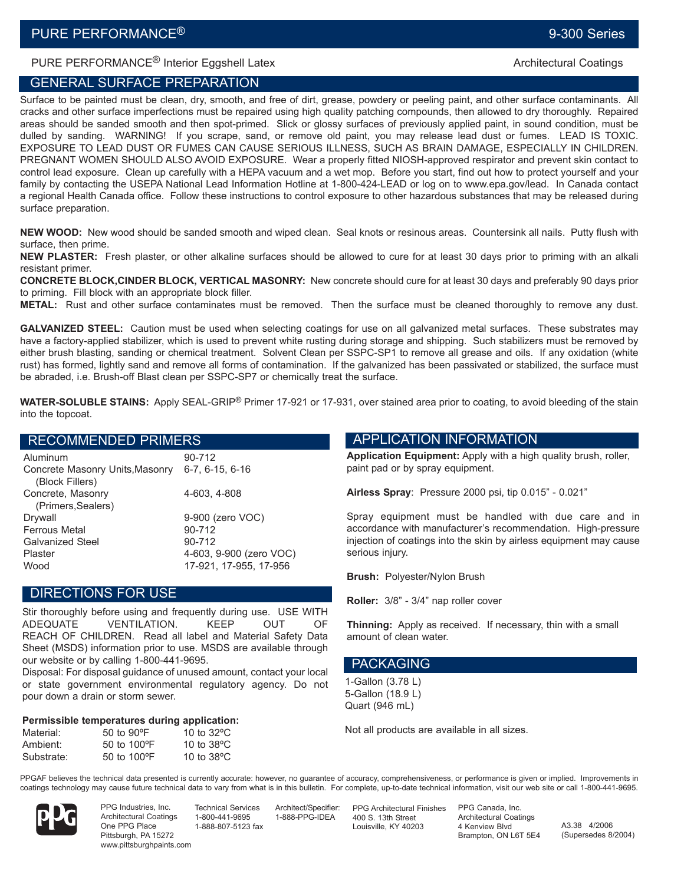# PURE PERFORMANCE® 9-300 Series

PURE PERFORMANCE® Interior Eggshell Latex — Architectural Coatings

## GENERAL SURFACE PREPARATION

Surface to be painted must be clean, dry, smooth, and free of dirt, grease, powdery or peeling paint, and other surface contaminants. All cracks and other surface imperfections must be repaired using high quality patching compounds, then allowed to dry thoroughly. Repaired areas should be sanded smooth and then spot-primed. Slick or glossy surfaces of previously applied paint, in sound condition, must be dulled by sanding. WARNING! If you scrape, sand, or remove old paint, you may release lead dust or fumes. LEAD IS TOXIC. EXPOSURE TO LEAD DUST OR FUMES CAN CAUSE SERIOUS ILLNESS, SUCH AS BRAIN DAMAGE, ESPECIALLY IN CHILDREN. PREGNANT WOMEN SHOULD ALSO AVOID EXPOSURE. Wear a properly fitted NIOSH-approved respirator and prevent skin contact to control lead exposure. Clean up carefully with a HEPA vacuum and a wet mop. Before you start, find out how to protect yourself and your family by contacting the USEPA National Lead Information Hotline at 1-800-424-LEAD or log on to www.epa.gov/lead. In Canada contact a regional Health Canada office. Follow these instructions to control exposure to other hazardous substances that may be released during surface preparation.

**NEW WOOD:** New wood should be sanded smooth and wiped clean. Seal knots or resinous areas. Countersink all nails. Putty flush with surface, then prime.

**NEW PLASTER:** Fresh plaster, or other alkaline surfaces should be allowed to cure for at least 30 days prior to priming with an alkali resistant primer.

**CONCRETE BLOCK,CINDER BLOCK, VERTICAL MASONRY:** New concrete should cure for at least 30 days and preferably 90 days prior to priming. Fill block with an appropriate block filler.

**METAL:** Rust and other surface contaminates must be removed. Then the surface must be cleaned thoroughly to remove any dust.

**GALVANIZED STEEL:** Caution must be used when selecting coatings for use on all galvanized metal surfaces. These substrates may have a factory-applied stabilizer, which is used to prevent white rusting during storage and shipping. Such stabilizers must be removed by either brush blasting, sanding or chemical treatment. Solvent Clean per SSPC-SP1 to remove all grease and oils. If any oxidation (white rust) has formed, lightly sand and remove all forms of contamination. If the galvanized has been passivated or stabilized, the surface must be abraded, i.e. Brush-off Blast clean per SSPC-SP7 or chemically treat the surface.

**WATER-SOLUBLE STAINS:** Apply SEAL-GRIP® Primer 17-921 or 17-931, over stained area prior to coating, to avoid bleeding of the stain into the topcoat.

## RECOMMENDED PRIMERS

| | |
|---|---|
| Aluminum | 90-712 |
| Concrete Masonry Units,Masonry (Block Fillers) | 6-7, 6-15, 6-16 |
| Concrete, Masonry (Primers,Sealers) | 4-603, 4-808 |
| Drywall | 9-900 (zero VOC) |
| Ferrous Metal | 90-712 |
| Galvanized Steel | 90-712 |
| Plaster | 4-603, 9-900 (zero VOC) |
| Wood | 17-921, 17-955, 17-956 |

## DIRECTIONS FOR USE

Stir thoroughly before using and frequently during use. USE WITH ADEQUATE VENTILATION. KEEP OUT OF REACH OF CHILDREN. Read all label and Material Safety Data Sheet (MSDS) information prior to use. MSDS are available through our website or by calling 1-800-441-9695.

Disposal: For disposal guidance of unused amount, contact your local or state government environmental regulatory agency. Do not pour down a drain or storm sewer.

**Permissible temperatures during application:**

| | | |
|---|---|---|
| Material: | 50 to 90ºF | 10 to 32ºC |
| Ambient: | 50 to 100ºF | 10 to 38ºC |
| Substrate: | 50 to 100ºF | 10 to 38ºC |

## APPLICATION INFORMATION

**Application Equipment:** Apply with a high quality brush, roller, paint pad or by spray equipment.

**Airless Spray**: Pressure 2000 psi, tip 0.015" - 0.021"

Spray equipment must be handled with due care and in accordance with manufacturer's recommendation. High-pressure injection of coatings into the skin by airless equipment may cause serious injury.

**Brush:** Polyester/Nylon Brush

**Roller:** 3/8" - 3/4" nap roller cover

**Thinning:** Apply as received. If necessary, thin with a small amount of clean water.

## PACKAGING

1-Gallon (3.78 L)
5-Gallon (18.9 L)
Quart (946 mL)

Not all products are available in all sizes.

PPGAF believes the technical data presented is currently accurate: however, no guarantee of accuracy, comprehensiveness, or performance is given or implied. Improvements in coatings technology may cause future technical data to vary from what is in this bulletin. For complete, up-to-date technical information, visit our web site or call 1-800-441-9695.

PPG Industries, Inc.
Architectural Coatings
One PPG Place
Pittsburgh, PA 15272
www.pittsburghpaints.com

Technical Services
1-800-441-9695
1-888-807-5123 fax

Architect/Specifier:
1-888-PPG-IDEA

PPG Architectural Finishes
400 S. 13th Street
Louisville, KY 40203

PPG Canada, Inc.
Architectural Coatings
4 Kenview Blvd
Brampton, ON L6T 5E4

A3.38 4/2006
(Supersedes 8/2004)